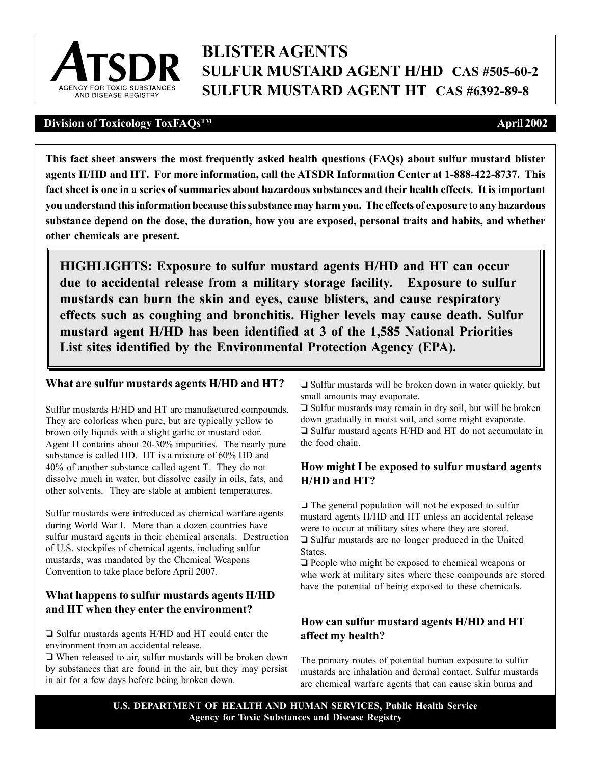# BLISTER AGENTS
## SULFUR MUSTARD AGENT H/HD CAS #505-60-2
## SULFUR MUSTARD AGENT HT CAS #6392-89-8

**Division of Toxicology ToxFAQs™** **April 2002**

**This fact sheet answers the most frequently asked health questions (FAQs) about sulfur mustard blister agents H/HD and HT. For more information, call the ATSDR Information Center at 1-888-422-8737. This fact sheet is one in a series of summaries about hazardous substances and their health effects. It is important you understand this information because this substance may harm you. The effects of exposure to any hazardous substance depend on the dose, the duration, how you are exposed, personal traits and habits, and whether other chemicals are present.**

**HIGHLIGHTS: Exposure to sulfur mustard agents H/HD and HT can occur due to accidental release from a military storage facility. Exposure to sulfur mustards can burn the skin and eyes, cause blisters, and cause respiratory effects such as coughing and bronchitis. Higher levels may cause death. Sulfur mustard agent H/HD has been identified at 3 of the 1,585 National Priorities List sites identified by the Environmental Protection Agency (EPA).**

### What are sulfur mustards agents H/HD and HT?

Sulfur mustards H/HD and HT are manufactured compounds. They are colorless when pure, but are typically yellow to brown oily liquids with a slight garlic or mustard odor. Agent H contains about 20-30% impurities. The nearly pure substance is called HD. HT is a mixture of 60% HD and 40% of another substance called agent T. They do not dissolve much in water, but dissolve easily in oils, fats, and other solvents. They are stable at ambient temperatures.

Sulfur mustards were introduced as chemical warfare agents during World War I. More than a dozen countries have sulfur mustard agents in their chemical arsenals. Destruction of U.S. stockpiles of chemical agents, including sulfur mustards, was mandated by the Chemical Weapons Convention to take place before April 2007.

### What happens to sulfur mustards agents H/HD and HT when they enter the environment?

- Sulfur mustards agents H/HD and HT could enter the environment from an accidental release.
- When released to air, sulfur mustards will be broken down by substances that are found in the air, but they may persist in air for a few days before being broken down.
- Sulfur mustards will be broken down in water quickly, but small amounts may evaporate.
- Sulfur mustards may remain in dry soil, but will be broken down gradually in moist soil, and some might evaporate.
- Sulfur mustard agents H/HD and HT do not accumulate in the food chain.

### How might I be exposed to sulfur mustard agents H/HD and HT?

- The general population will not be exposed to sulfur mustard agents H/HD and HT unless an accidental release were to occur at military sites where they are stored.
- Sulfur mustards are no longer produced in the United States.
- People who might be exposed to chemical weapons or who work at military sites where these compounds are stored have the potential of being exposed to these chemicals.

### How can sulfur mustard agents H/HD and HT affect my health?

The primary routes of potential human exposure to sulfur mustards are inhalation and dermal contact. Sulfur mustards are chemical warfare agents that can cause skin burns and

**U.S. DEPARTMENT OF HEALTH AND HUMAN SERVICES, Public Health Service**
**Agency for Toxic Substances and Disease Registry**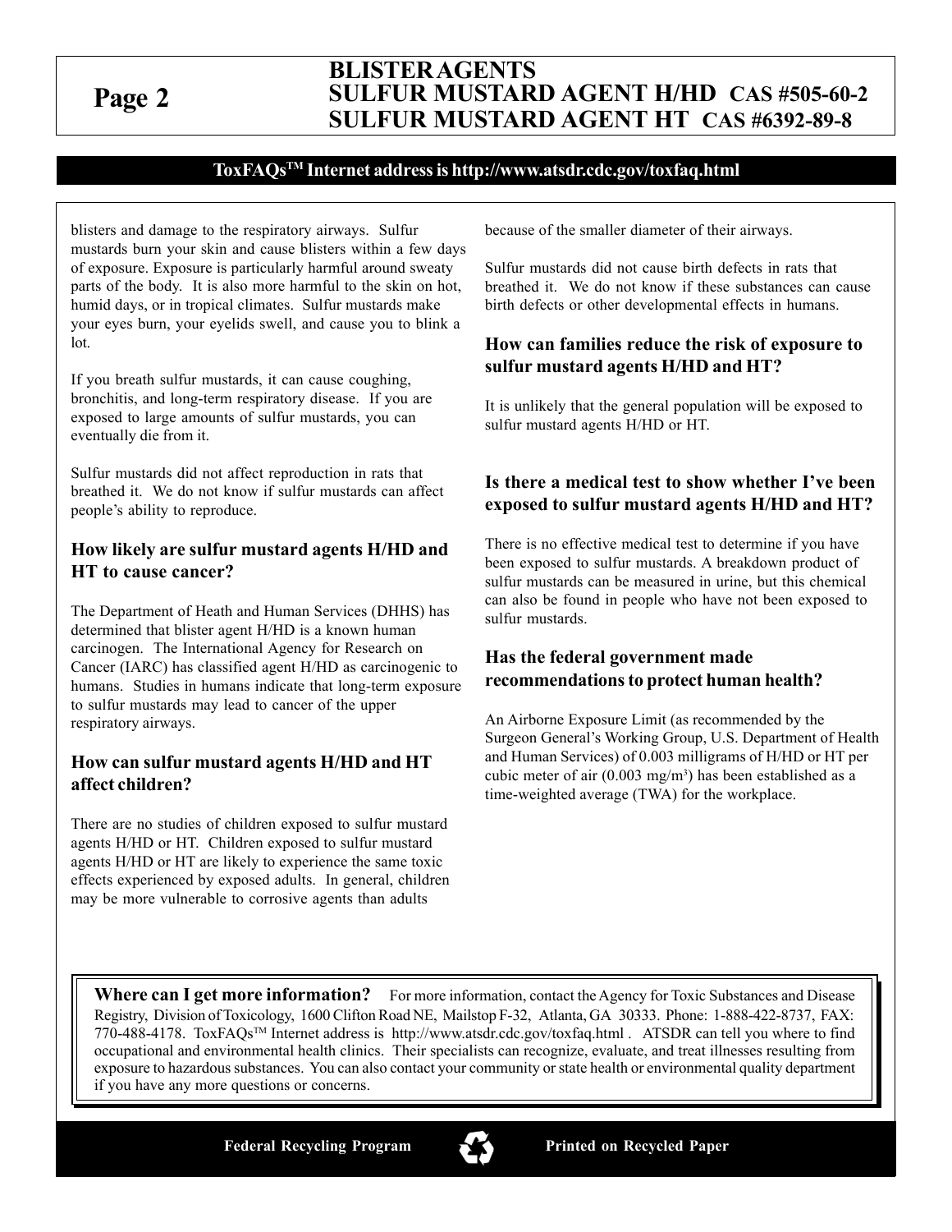blisters and damage to the respiratory airways. Sulfur mustards burn your skin and cause blisters within a few days of exposure. Exposure is particularly harmful around sweaty parts of the body. It is also more harmful to the skin on hot, humid days, or in tropical climates. Sulfur mustards make your eyes burn, your eyelids swell, and cause you to blink a lot.

If you breath sulfur mustards, it can cause coughing, bronchitis, and long-term respiratory disease. If you are exposed to large amounts of sulfur mustards, you can eventually die from it.

Sulfur mustards did not affect reproduction in rats that breathed it. We do not know if sulfur mustards can affect people's ability to reproduce.

### How likely are sulfur mustard agents H/HD and HT to cause cancer?

The Department of Heath and Human Services (DHHS) has determined that blister agent H/HD is a known human carcinogen. The International Agency for Research on Cancer (IARC) has classified agent H/HD as carcinogenic to humans. Studies in humans indicate that long-term exposure to sulfur mustards may lead to cancer of the upper respiratory airways.

### How can sulfur mustard agents H/HD and HT affect children?

There are no studies of children exposed to sulfur mustard agents H/HD or HT. Children exposed to sulfur mustard agents H/HD or HT are likely to experience the same toxic effects experienced by exposed adults. In general, children may be more vulnerable to corrosive agents than adults because of the smaller diameter of their airways.

Sulfur mustards did not cause birth defects in rats that breathed it. We do not know if these substances can cause birth defects or other developmental effects in humans.

### How can families reduce the risk of exposure to sulfur mustard agents H/HD and HT?

It is unlikely that the general population will be exposed to sulfur mustard agents H/HD or HT.

### Is there a medical test to show whether I've been exposed to sulfur mustard agents H/HD and HT?

There is no effective medical test to determine if you have been exposed to sulfur mustards. A breakdown product of sulfur mustards can be measured in urine, but this chemical can also be found in people who have not been exposed to sulfur mustards.

### Has the federal government made recommendations to protect human health?

An Airborne Exposure Limit (as recommended by the Surgeon General's Working Group, U.S. Department of Health and Human Services) of 0.003 milligrams of H/HD or HT per cubic meter of air (0.003 $mg/m^3$) has been established as a time-weighted average (TWA) for the workplace.

**Where can I get more information?** For more information, contact the Agency for Toxic Substances and Disease Registry, Division of Toxicology, 1600 Clifton Road NE, Mailstop F-32, Atlanta, GA 30333. Phone: 1-888-422-8737, FAX: 770-488-4178. ToxFAQs™ Internet address is http://www.atsdr.cdc.gov/toxfaq.html . ATSDR can tell you where to find occupational and environmental health clinics. Their specialists can recognize, evaluate, and treat illnesses resulting from exposure to hazardous substances. You can also contact your community or state health or environmental quality department if you have any more questions or concerns.

Federal Recycling Program — Printed on Recycled Paper